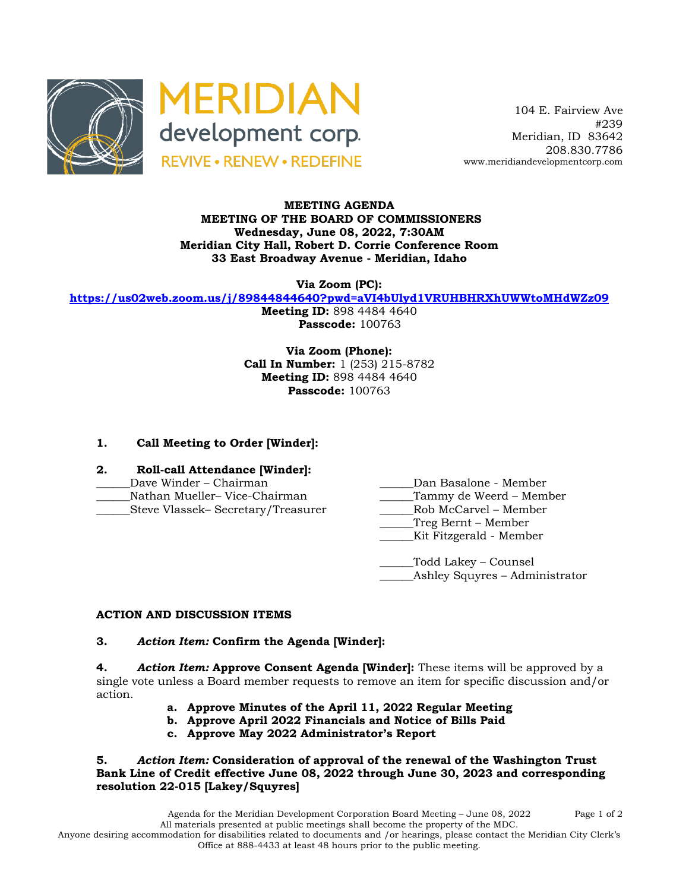MERIDIAN development corp.
REVIVE • RENEW • REDEFINE

104 E. Fairview Ave
#239
Meridian, ID 83642
208.830.7786
www.meridiandevelopmentcorp.com

**MEETING AGENDA**
**MEETING OF THE BOARD OF COMMISSIONERS**
**Wednesday, June 08, 2022, 7:30AM**
**Meridian City Hall, Robert D. Corrie Conference Room**
**33 East Broadway Avenue - Meridian, Idaho**

**Via Zoom (PC):**
**https://us02web.zoom.us/j/89844844640?pwd=aVI4bUlyd1VRUHBHRXhUWWtoMHdWZz09**
**Meeting ID:** 898 4484 4640
**Passcode:** 100763

**Via Zoom (Phone):**
**Call In Number:** 1 (253) 215-8782
**Meeting ID:** 898 4484 4640
**Passcode:** 100763

1. **Call Meeting to Order [Winder]:**

2. **Roll-call Attendance [Winder]:**

______Dave Winder – Chairman
______Nathan Mueller– Vice-Chairman
______Steve Vlassek– Secretary/Treasurer
______Dan Basalone - Member
______Tammy de Weerd – Member
______Rob McCarvel – Member
______Treg Bernt – Member
______Kit Fitzgerald - Member

______Todd Lakey – Counsel
______Ashley Squyres – Administrator

**ACTION AND DISCUSSION ITEMS**

3. ***Action Item:*** **Confirm the Agenda [Winder]:**

4. ***Action Item:*** **Approve Consent Agenda [Winder]:** These items will be approved by a single vote unless a Board member requests to remove an item for specific discussion and/or action.
   a. **Approve Minutes of the April 11, 2022 Regular Meeting**
   b. **Approve April 2022 Financials and Notice of Bills Paid**
   c. **Approve May 2022 Administrator's Report**

5. ***Action Item:*** **Consideration of approval of the renewal of the Washington Trust Bank Line of Credit effective June 08, 2022 through June 30, 2023 and corresponding resolution 22-015 [Lakey/Squyres]**

Agenda for the Meridian Development Corporation Board Meeting – June 08, 2022
All materials presented at public meetings shall become the property of the MDC.
Anyone desiring accommodation for disabilities related to documents and /or hearings, please contact the Meridian City Clerk's Office at 888-4433 at least 48 hours prior to the public meeting.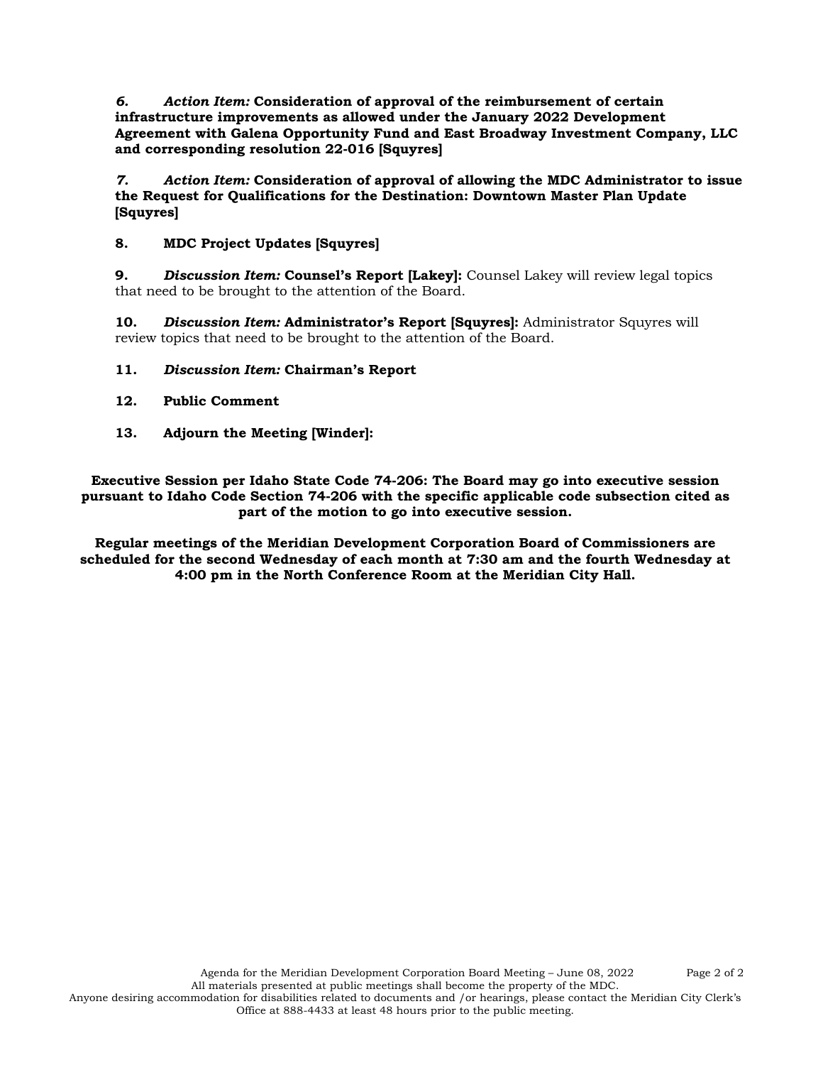***6. Action Item:* Consideration of approval of the reimbursement of certain infrastructure improvements as allowed under the January 2022 Development Agreement with Galena Opportunity Fund and East Broadway Investment Company, LLC and corresponding resolution 22-016 [Squyres]**

***7. Action Item:* Consideration of approval of allowing the MDC Administrator to issue the Request for Qualifications for the Destination: Downtown Master Plan Update [Squyres]**

**8. MDC Project Updates [Squyres]**

**9. *Discussion Item:* Counsel's Report [Lakey]:** Counsel Lakey will review legal topics that need to be brought to the attention of the Board.

**10. *Discussion Item:* Administrator's Report [Squyres]:** Administrator Squyres will review topics that need to be brought to the attention of the Board.

**11. *Discussion Item:* Chairman's Report**

**12. Public Comment**

**13. Adjourn the Meeting [Winder]:**

**Executive Session per Idaho State Code 74-206: The Board may go into executive session pursuant to Idaho Code Section 74-206 with the specific applicable code subsection cited as part of the motion to go into executive session.**

**Regular meetings of the Meridian Development Corporation Board of Commissioners are scheduled for the second Wednesday of each month at 7:30 am and the fourth Wednesday at 4:00 pm in the North Conference Room at the Meridian City Hall.**

Agenda for the Meridian Development Corporation Board Meeting – June 08, 2022

All materials presented at public meetings shall become the property of the MDC.

Anyone desiring accommodation for disabilities related to documents and /or hearings, please contact the Meridian City Clerk's Office at 888-4433 at least 48 hours prior to the public meeting.